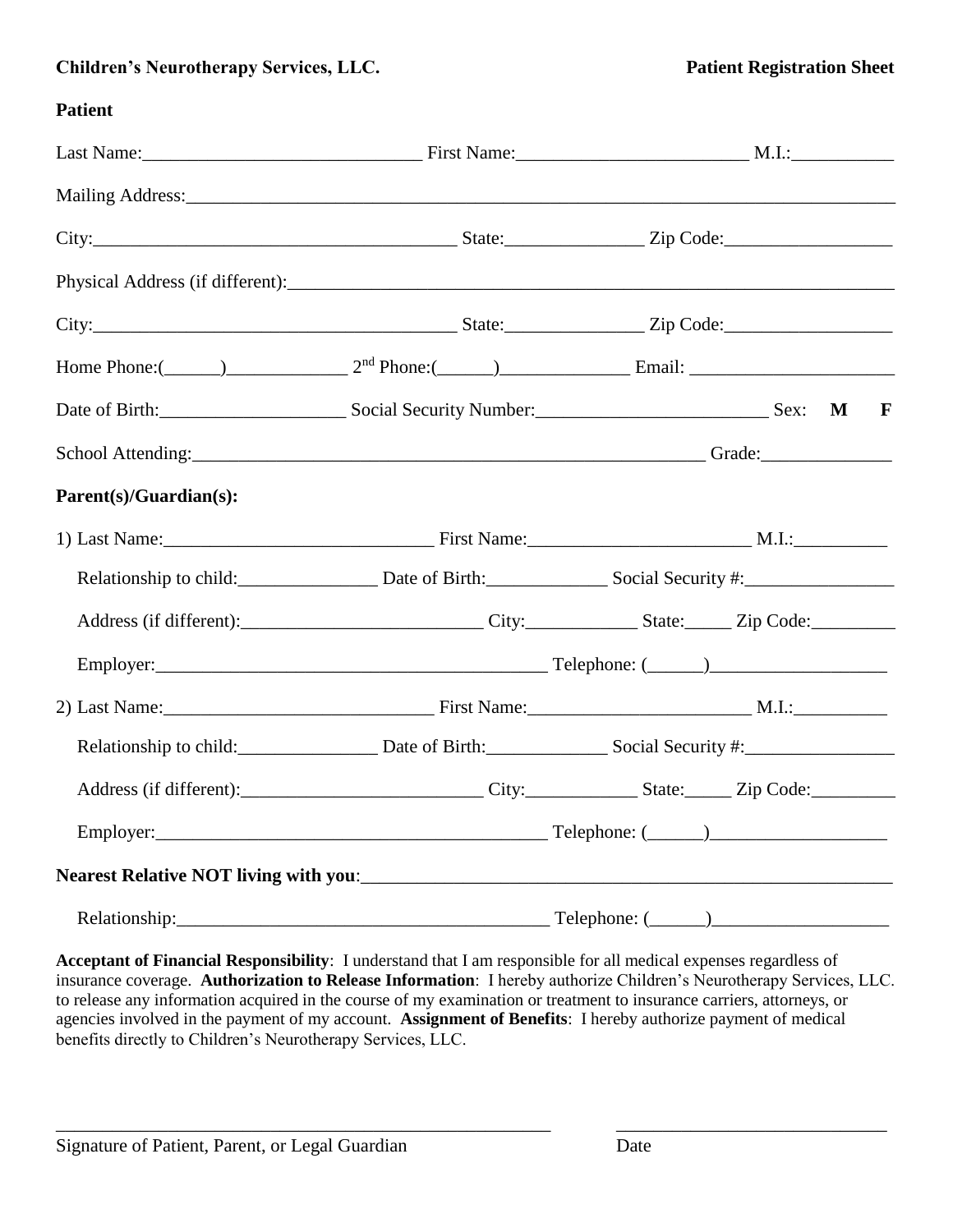**Children's Neurotherapy Services, LLC.** **Patient Registration Sheet**

**Patient**

Last Name:______________________________ First Name:_________________________ M.I.:___________

Mailing Address:_______________________________________________________________________________

City:________________________________________ State:_______________ Zip Code:__________________

Physical Address (if different):_____________________________________________________________________

City:________________________________________ State:_______________ Zip Code:__________________

Home Phone:(______)_____________ 2nd Phone:(______)______________ Email: _______________________

Date of Birth:____________________ Social Security Number:_________________________ Sex: **M** **F**

School Attending:_________________________________________________________ Grade:______________

**Parent(s)/Guardian(s):**

1) Last Name:______________________________ First Name:________________________ M.I.:__________

Relationship to child:_______________ Date of Birth:_____________ Social Security #:________________

Address (if different):__________________________ City:____________ State:_____ Zip Code:_________

Employer:___________________________________________ Telephone: (______)___________________

2) Last Name:______________________________ First Name:________________________ M.I.:__________

Relationship to child:_______________ Date of Birth:_____________ Social Security #:________________

Address (if different):__________________________ City:____________ State:_____ Zip Code:_________

Employer:___________________________________________ Telephone: (______)___________________

**Nearest Relative NOT living with you**:__________________________________________________________

Relationship:_________________________________________ Telephone: (______)___________________

**Acceptant of Financial Responsibility**: I understand that I am responsible for all medical expenses regardless of insurance coverage. **Authorization to Release Information**: I hereby authorize Children's Neurotherapy Services, LLC. to release any information acquired in the course of my examination or treatment to insurance carriers, attorneys, or agencies involved in the payment of my account. **Assignment of Benefits**: I hereby authorize payment of medical benefits directly to Children's Neurotherapy Services, LLC.

_______________________________________________________ ______________________________

Signature of Patient, Parent, or Legal Guardian Date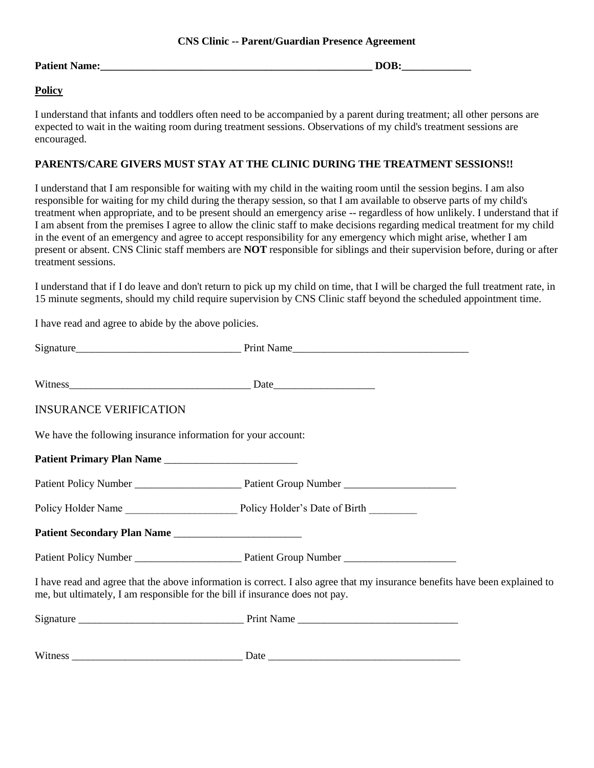**CNS Clinic -- Parent/Guardian Presence Agreement**

**Patient Name:_____________________________________________________ DOB:_____________**

**Policy**

I understand that infants and toddlers often need to be accompanied by a parent during treatment; all other persons are expected to wait in the waiting room during treatment sessions. Observations of my child's treatment sessions are encouraged.

**PARENTS/CARE GIVERS MUST STAY AT THE CLINIC DURING THE TREATMENT SESSIONS!!**

I understand that I am responsible for waiting with my child in the waiting room until the session begins. I am also responsible for waiting for my child during the therapy session, so that I am available to observe parts of my child's treatment when appropriate, and to be present should an emergency arise -- regardless of how unlikely. I understand that if I am absent from the premises I agree to allow the clinic staff to make decisions regarding medical treatment for my child in the event of an emergency and agree to accept responsibility for any emergency which might arise, whether I am present or absent. CNS Clinic staff members are **NOT** responsible for siblings and their supervision before, during or after treatment sessions.

I understand that if I do leave and don't return to pick up my child on time, that I will be charged the full treatment rate, in 15 minute segments, should my child require supervision by CNS Clinic staff beyond the scheduled appointment time.

I have read and agree to abide by the above policies.

Signature________________________________ Print Name__________________________________

Witness___________________________________ Date___________________

INSURANCE VERIFICATION

We have the following insurance information for your account:

**Patient Primary Plan Name** _________________________

Patient Policy Number ____________________ Patient Group Number _____________________

Policy Holder Name _____________________ Policy Holder's Date of Birth _________

**Patient Secondary Plan Name** ________________________

Patient Policy Number ____________________ Patient Group Number _____________________

I have read and agree that the above information is correct. I also agree that my insurance benefits have been explained to me, but ultimately, I am responsible for the bill if insurance does not pay.

Signature _______________________________ Print Name ______________________________

Witness ________________________________ Date ____________________________________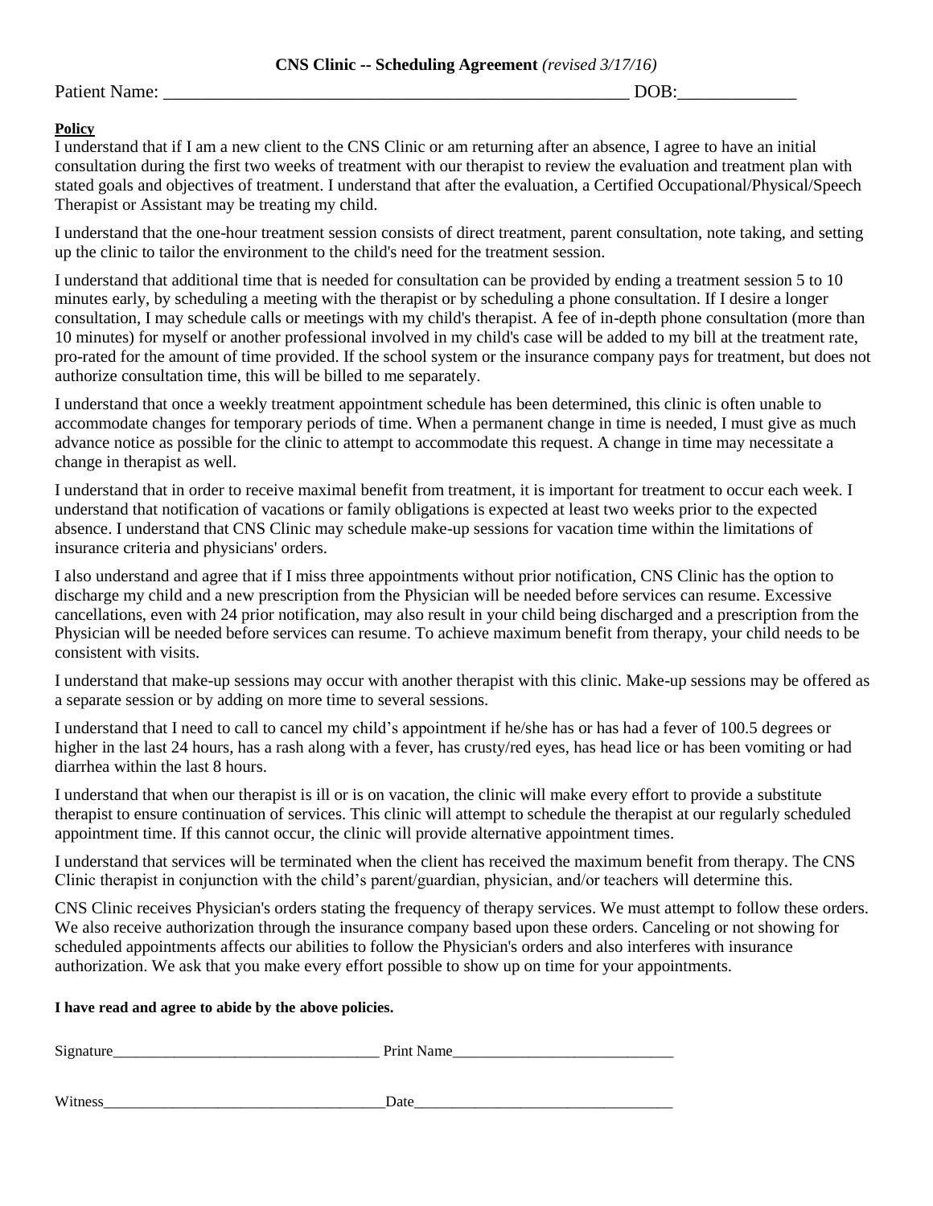**CNS Clinic -- Scheduling Agreement** *(revised 3/17/16)*

Patient Name: _____________________________________________________ DOB:_____________

**Policy**

I understand that if I am a new client to the CNS Clinic or am returning after an absence, I agree to have an initial consultation during the first two weeks of treatment with our therapist to review the evaluation and treatment plan with stated goals and objectives of treatment. I understand that after the evaluation, a Certified Occupational/Physical/Speech Therapist or Assistant may be treating my child.

I understand that the one-hour treatment session consists of direct treatment, parent consultation, note taking, and setting up the clinic to tailor the environment to the child's need for the treatment session.

I understand that additional time that is needed for consultation can be provided by ending a treatment session 5 to 10 minutes early, by scheduling a meeting with the therapist or by scheduling a phone consultation. If I desire a longer consultation, I may schedule calls or meetings with my child's therapist. A fee of in-depth phone consultation (more than 10 minutes) for myself or another professional involved in my child's case will be added to my bill at the treatment rate, pro-rated for the amount of time provided. If the school system or the insurance company pays for treatment, but does not authorize consultation time, this will be billed to me separately.

I understand that once a weekly treatment appointment schedule has been determined, this clinic is often unable to accommodate changes for temporary periods of time. When a permanent change in time is needed, I must give as much advance notice as possible for the clinic to attempt to accommodate this request. A change in time may necessitate a change in therapist as well.

I understand that in order to receive maximal benefit from treatment, it is important for treatment to occur each week. I understand that notification of vacations or family obligations is expected at least two weeks prior to the expected absence. I understand that CNS Clinic may schedule make-up sessions for vacation time within the limitations of insurance criteria and physicians' orders.

I also understand and agree that if I miss three appointments without prior notification, CNS Clinic has the option to discharge my child and a new prescription from the Physician will be needed before services can resume. Excessive cancellations, even with 24 prior notification, may also result in your child being discharged and a prescription from the Physician will be needed before services can resume. To achieve maximum benefit from therapy, your child needs to be consistent with visits.

I understand that make-up sessions may occur with another therapist with this clinic. Make-up sessions may be offered as a separate session or by adding on more time to several sessions.

I understand that I need to call to cancel my child's appointment if he/she has or has had a fever of 100.5 degrees or higher in the last 24 hours, has a rash along with a fever, has crusty/red eyes, has head lice or has been vomiting or had diarrhea within the last 8 hours.

I understand that when our therapist is ill or is on vacation, the clinic will make every effort to provide a substitute therapist to ensure continuation of services. This clinic will attempt to schedule the therapist at our regularly scheduled appointment time. If this cannot occur, the clinic will provide alternative appointment times.

I understand that services will be terminated when the client has received the maximum benefit from therapy. The CNS Clinic therapist in conjunction with the child's parent/guardian, physician, and/or teachers will determine this.

CNS Clinic receives Physician's orders stating the frequency of therapy services. We must attempt to follow these orders. We also receive authorization through the insurance company based upon these orders. Canceling or not showing for scheduled appointments affects our abilities to follow the Physician's orders and also interferes with insurance authorization. We ask that you make every effort possible to show up on time for your appointments.

**I have read and agree to abide by the above policies.**

Signature___________________________________ Print Name_____________________________

Witness_____________________________________Date__________________________________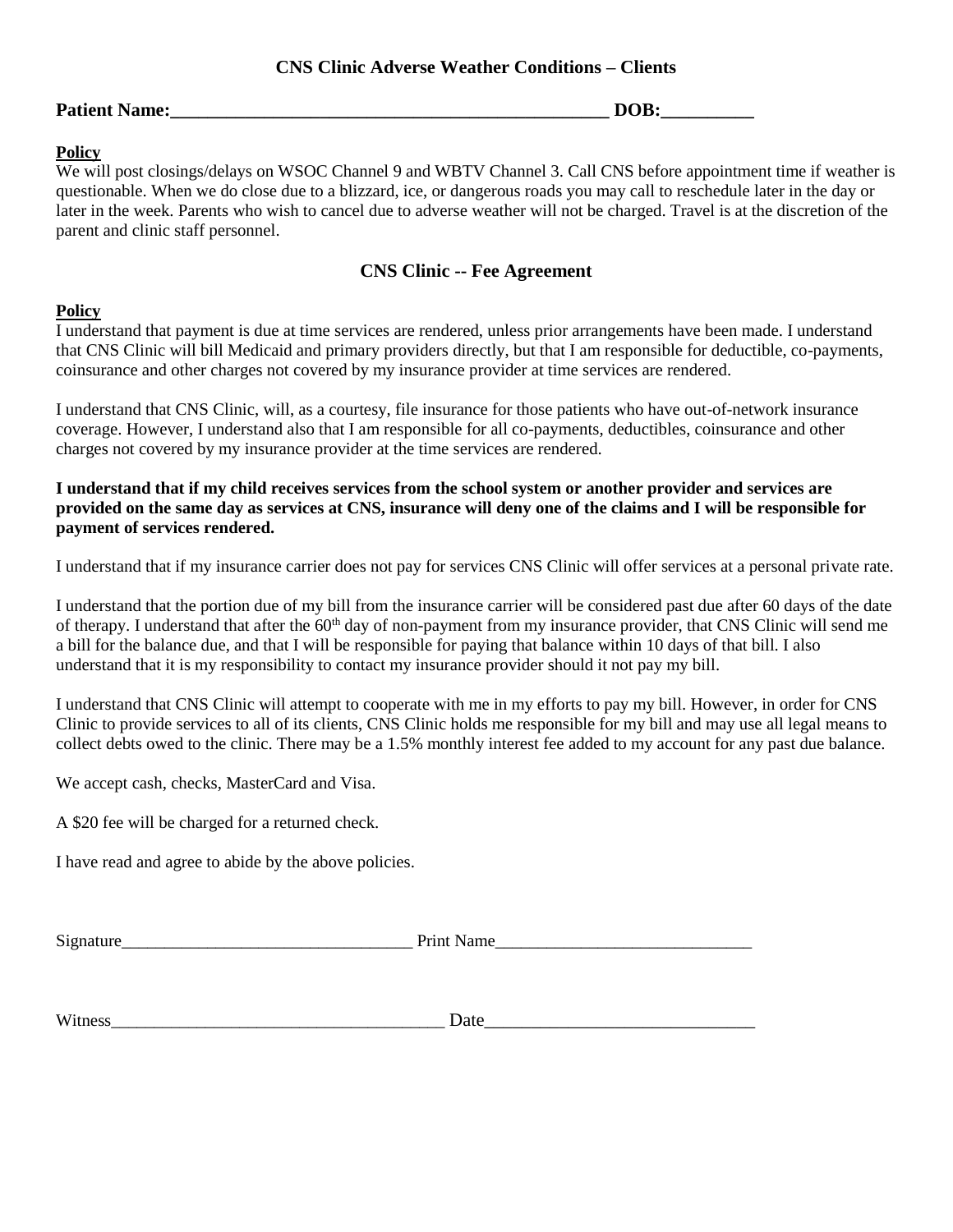## CNS Clinic Adverse Weather Conditions – Clients

**Patient Name:__________________________________________________ DOB:__________**

**Policy**

We will post closings/delays on WSOC Channel 9 and WBTV Channel 3. Call CNS before appointment time if weather is questionable. When we do close due to a blizzard, ice, or dangerous roads you may call to reschedule later in the day or later in the week. Parents who wish to cancel due to adverse weather will not be charged. Travel is at the discretion of the parent and clinic staff personnel.

## CNS Clinic -- Fee Agreement

**Policy**

I understand that payment is due at time services are rendered, unless prior arrangements have been made. I understand that CNS Clinic will bill Medicaid and primary providers directly, but that I am responsible for deductible, co-payments, coinsurance and other charges not covered by my insurance provider at time services are rendered.

I understand that CNS Clinic, will, as a courtesy, file insurance for those patients who have out-of-network insurance coverage. However, I understand also that I am responsible for all co-payments, deductibles, coinsurance and other charges not covered by my insurance provider at the time services are rendered.

**I understand that if my child receives services from the school system or another provider and services are provided on the same day as services at CNS, insurance will deny one of the claims and I will be responsible for payment of services rendered.**

I understand that if my insurance carrier does not pay for services CNS Clinic will offer services at a personal private rate.

I understand that the portion due of my bill from the insurance carrier will be considered past due after 60 days of the date of therapy. I understand that after the 60th day of non-payment from my insurance provider, that CNS Clinic will send me a bill for the balance due, and that I will be responsible for paying that balance within 10 days of that bill. I also understand that it is my responsibility to contact my insurance provider should it not pay my bill.

I understand that CNS Clinic will attempt to cooperate with me in my efforts to pay my bill. However, in order for CNS Clinic to provide services to all of its clients, CNS Clinic holds me responsible for my bill and may use all legal means to collect debts owed to the clinic. There may be a 1.5% monthly interest fee added to my account for any past due balance.

We accept cash, checks, MasterCard and Visa.

A $20 fee will be charged for a returned check.

I have read and agree to abide by the above policies.

Signature__________________________________ Print Name______________________________

Witness______________________________________ Date______________________________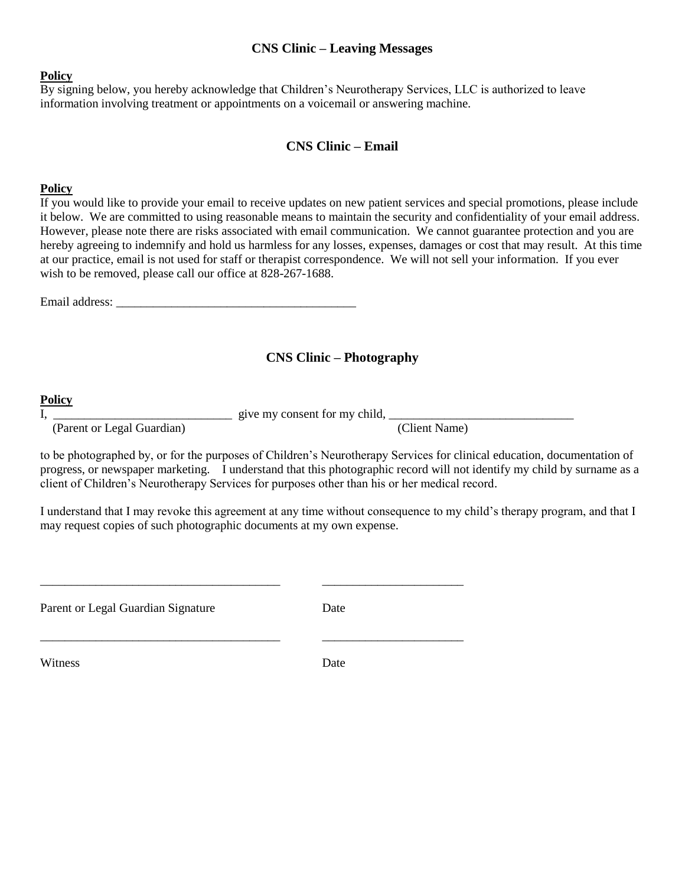## CNS Clinic – Leaving Messages

**Policy**

By signing below, you hereby acknowledge that Children's Neurotherapy Services, LLC is authorized to leave information involving treatment or appointments on a voicemail or answering machine.

## CNS Clinic – Email

**Policy**

If you would like to provide your email to receive updates on new patient services and special promotions, please include it below. We are committed to using reasonable means to maintain the security and confidentiality of your email address. However, please note there are risks associated with email communication. We cannot guarantee protection and you are hereby agreeing to indemnify and hold us harmless for any losses, expenses, damages or cost that may result. At this time at our practice, email is not used for staff or therapist correspondence. We will not sell your information. If you ever wish to be removed, please call our office at 828-267-1688.

Email address: ________________________________________

## CNS Clinic – Photography

**Policy**

I, _____________________________ give my consent for my child, ______________________________
(Parent or Legal Guardian) (Client Name)

to be photographed by, or for the purposes of Children's Neurotherapy Services for clinical education, documentation of progress, or newspaper marketing. I understand that this photographic record will not identify my child by surname as a client of Children's Neurotherapy Services for purposes other than his or her medical record.

I understand that I may revoke this agreement at any time without consequence to my child's therapy program, and that I may request copies of such photographic documents at my own expense.

_______________________________________ _______________________

Parent or Legal Guardian Signature Date

_______________________________________ _______________________

Witness Date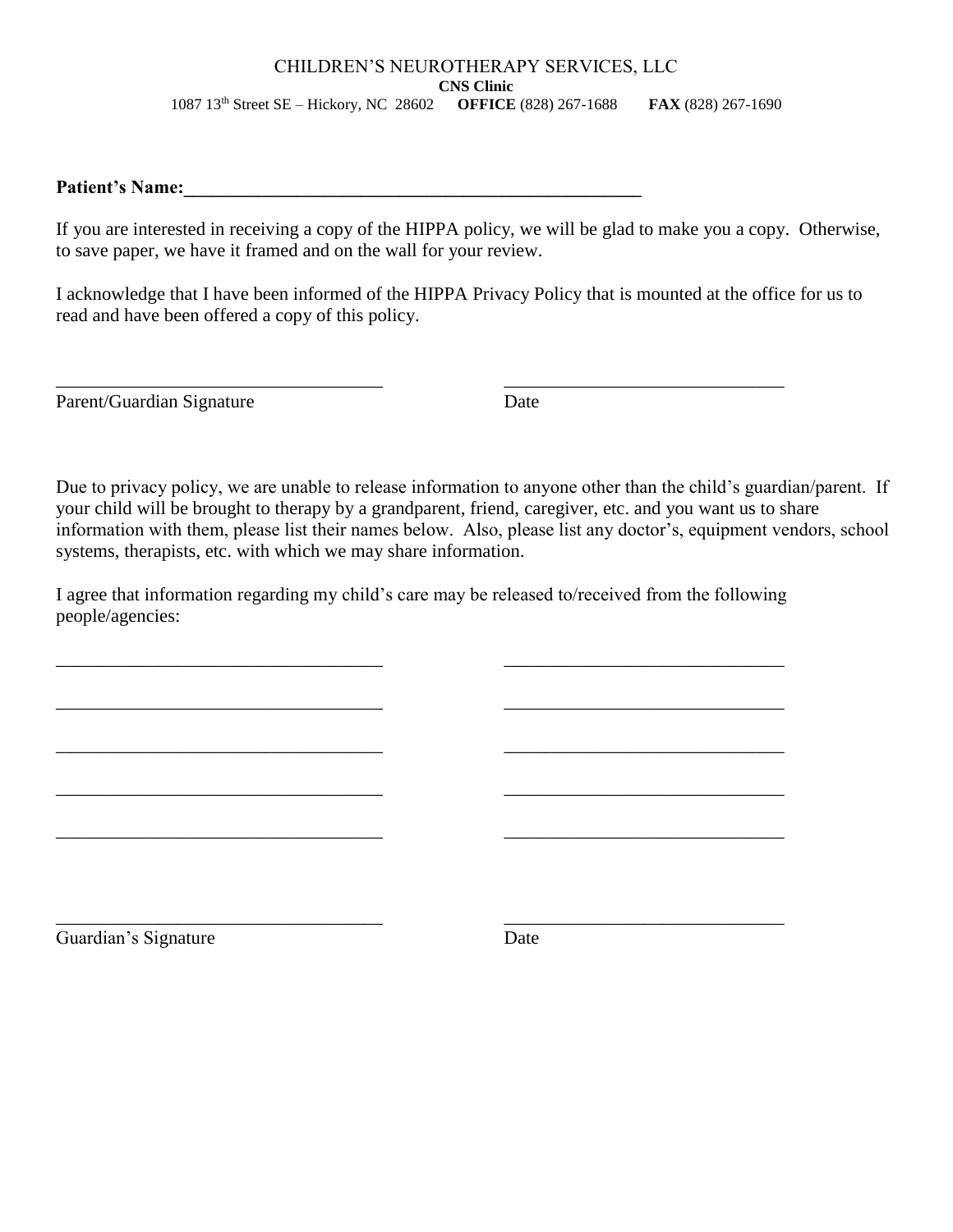CHILDREN'S NEUROTHERAPY SERVICES, LLC

**CNS Clinic**

1087 13th Street SE – Hickory, NC 28602 **OFFICE** (828) 267-1688 **FAX** (828) 267-1690

**Patient's Name:**_______________________________________________

If you are interested in receiving a copy of the HIPPA policy, we will be glad to make you a copy. Otherwise, to save paper, we have it framed and on the wall for your review.

I acknowledge that I have been informed of the HIPPA Privacy Policy that is mounted at the office for us to read and have been offered a copy of this policy.

___________________________________ ______________________________

Parent/Guardian Signature Date

Due to privacy policy, we are unable to release information to anyone other than the child's guardian/parent. If your child will be brought to therapy by a grandparent, friend, caregiver, etc. and you want us to share information with them, please list their names below. Also, please list any doctor's, equipment vendors, school systems, therapists, etc. with which we may share information.

I agree that information regarding my child's care may be released to/received from the following people/agencies:

___________________________________ ______________________________

___________________________________ ______________________________

___________________________________ ______________________________

___________________________________ ______________________________

___________________________________ ______________________________

___________________________________ ______________________________

Guardian's Signature Date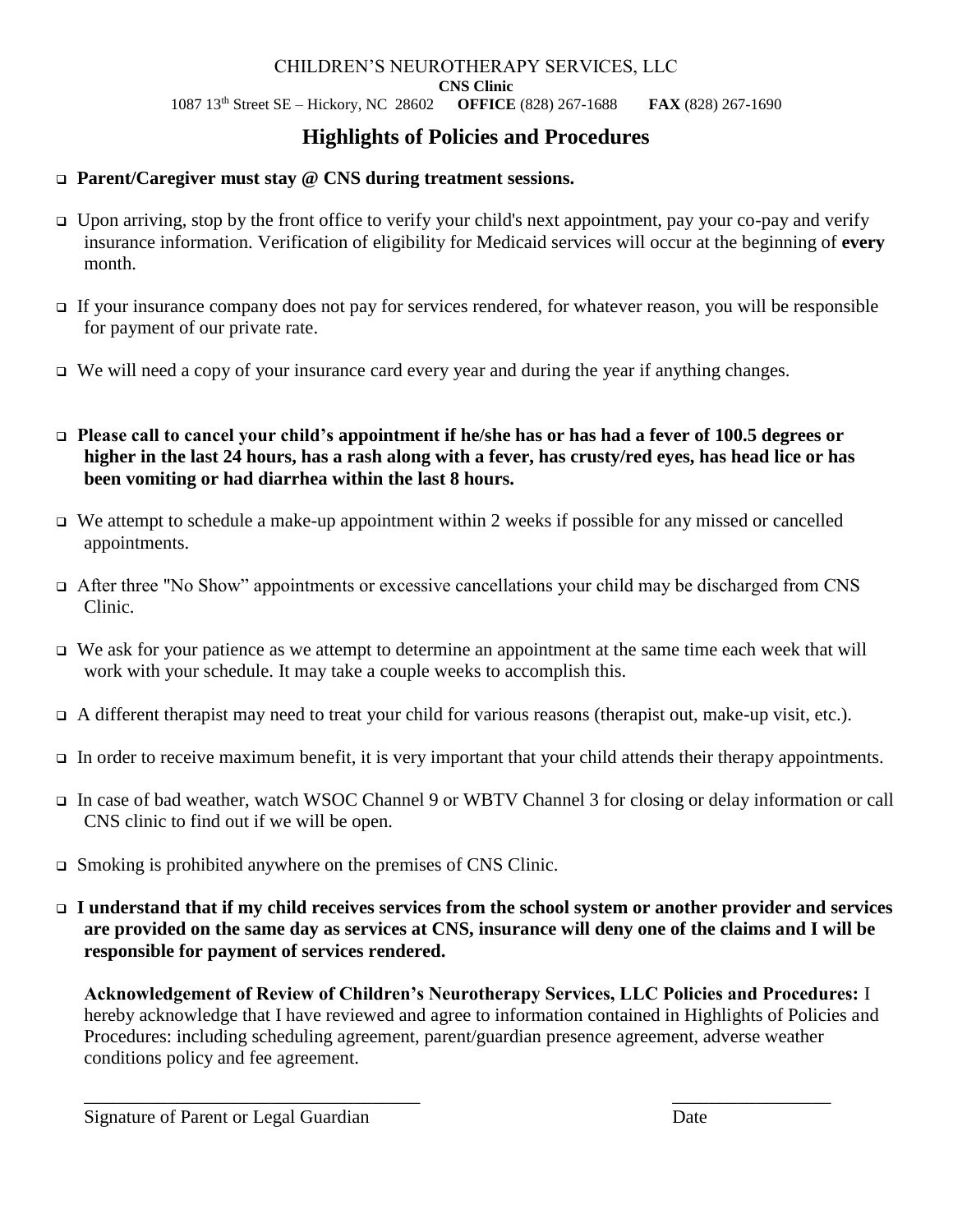CHILDREN'S NEUROTHERAPY SERVICES, LLC

**CNS Clinic**

1087 13th Street SE – Hickory, NC 28602 **OFFICE** (828) 267-1688 **FAX** (828) 267-1690

# Highlights of Policies and Procedures

- **Parent/Caregiver must stay @ CNS during treatment sessions.**
- Upon arriving, stop by the front office to verify your child's next appointment, pay your co-pay and verify insurance information. Verification of eligibility for Medicaid services will occur at the beginning of **every** month.
- If your insurance company does not pay for services rendered, for whatever reason, you will be responsible for payment of our private rate.
- We will need a copy of your insurance card every year and during the year if anything changes.
- **Please call to cancel your child's appointment if he/she has or has had a fever of 100.5 degrees or higher in the last 24 hours, has a rash along with a fever, has crusty/red eyes, has head lice or has been vomiting or had diarrhea within the last 8 hours.**
- We attempt to schedule a make-up appointment within 2 weeks if possible for any missed or cancelled appointments.
- After three "No Show" appointments or excessive cancellations your child may be discharged from CNS Clinic.
- We ask for your patience as we attempt to determine an appointment at the same time each week that will work with your schedule. It may take a couple weeks to accomplish this.
- A different therapist may need to treat your child for various reasons (therapist out, make-up visit, etc.).
- In order to receive maximum benefit, it is very important that your child attends their therapy appointments.
- In case of bad weather, watch WSOC Channel 9 or WBTV Channel 3 for closing or delay information or call CNS clinic to find out if we will be open.
- Smoking is prohibited anywhere on the premises of CNS Clinic.
- **I understand that if my child receives services from the school system or another provider and services are provided on the same day as services at CNS, insurance will deny one of the claims and I will be responsible for payment of services rendered.**

**Acknowledgement of Review of Children's Neurotherapy Services, LLC Policies and Procedures:** I hereby acknowledge that I have reviewed and agree to information contained in Highlights of Policies and Procedures: including scheduling agreement, parent/guardian presence agreement, adverse weather conditions policy and fee agreement.

\_\_\_\_\_\_\_\_\_\_\_\_\_\_\_\_\_\_\_\_\_\_\_\_\_\_\_\_\_\_\_\_\_\_\_\_ \_\_\_\_\_\_\_\_\_\_\_\_\_\_\_\_\_

Signature of Parent or Legal Guardian Date